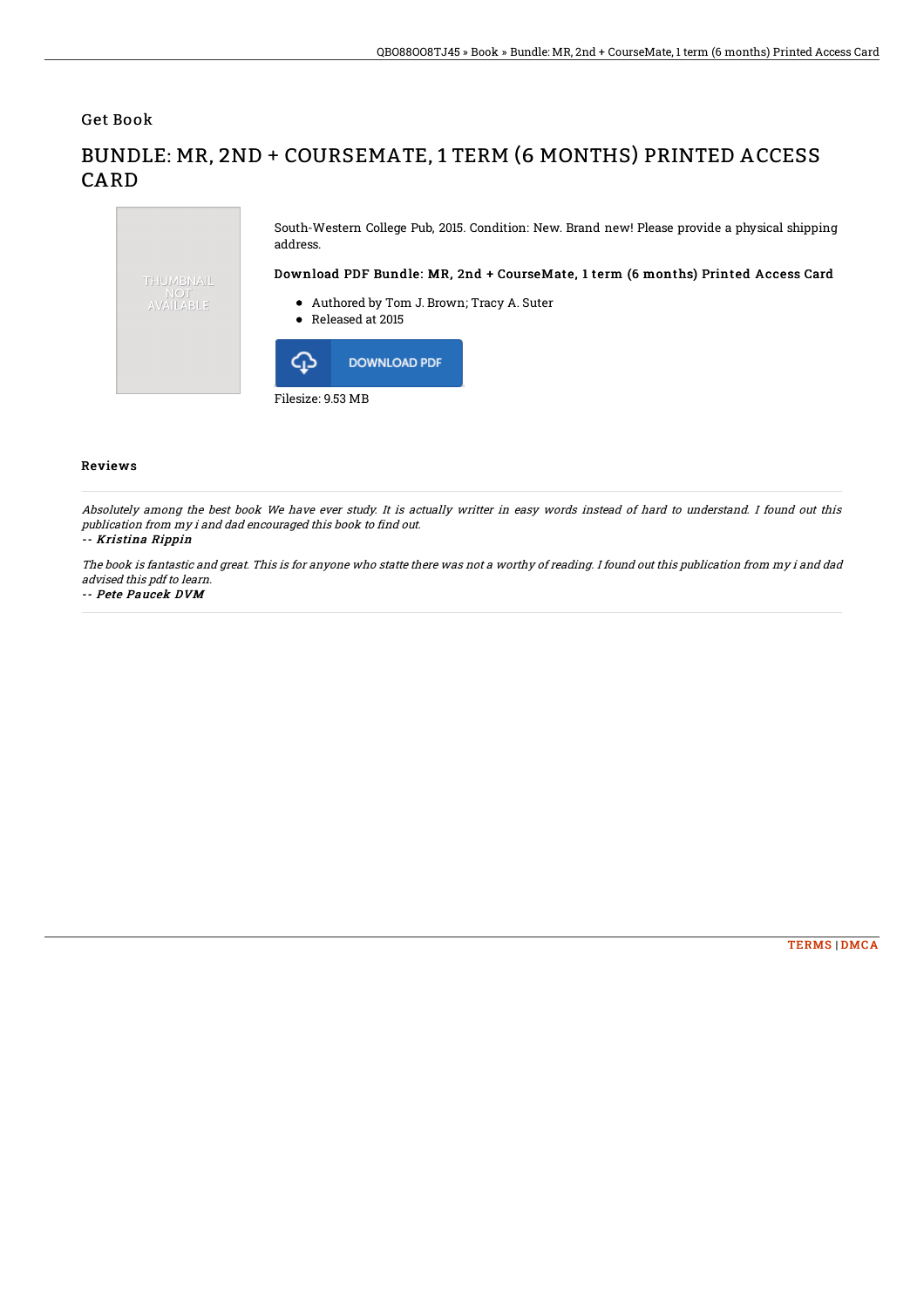Get Book

# BUNDLE: MR, 2ND + COURSEMATE, 1 TERM (6 MONTHS) PRINTED ACCESS CARD

South-Western College Pub, 2015. Condition: New. Brand new! Please provide a physical shipping address.

### Download PDF Bundle: MR, 2nd + CourseMate, 1 term (6 months) Printed Access Card

- Authored by Tom J. Brown; Tracy A. Suter
- Released at 2015

DOWNLOAD PDF

Filesize: 9.53 MB

## Reviews

*Absolutely among the best book We have ever study. It is actually writter in easy words instead of hard to understand. I found out this publication from my i and dad encouraged this book to find out.*

-- ***Kristina Rippin***

*The book is fantastic and great. This is for anyone who statte there was not a worthy of reading. I found out this publication from my i and dad advised this pdf to learn.*

-- ***Pete Paucek DVM***

TERMS | DMCA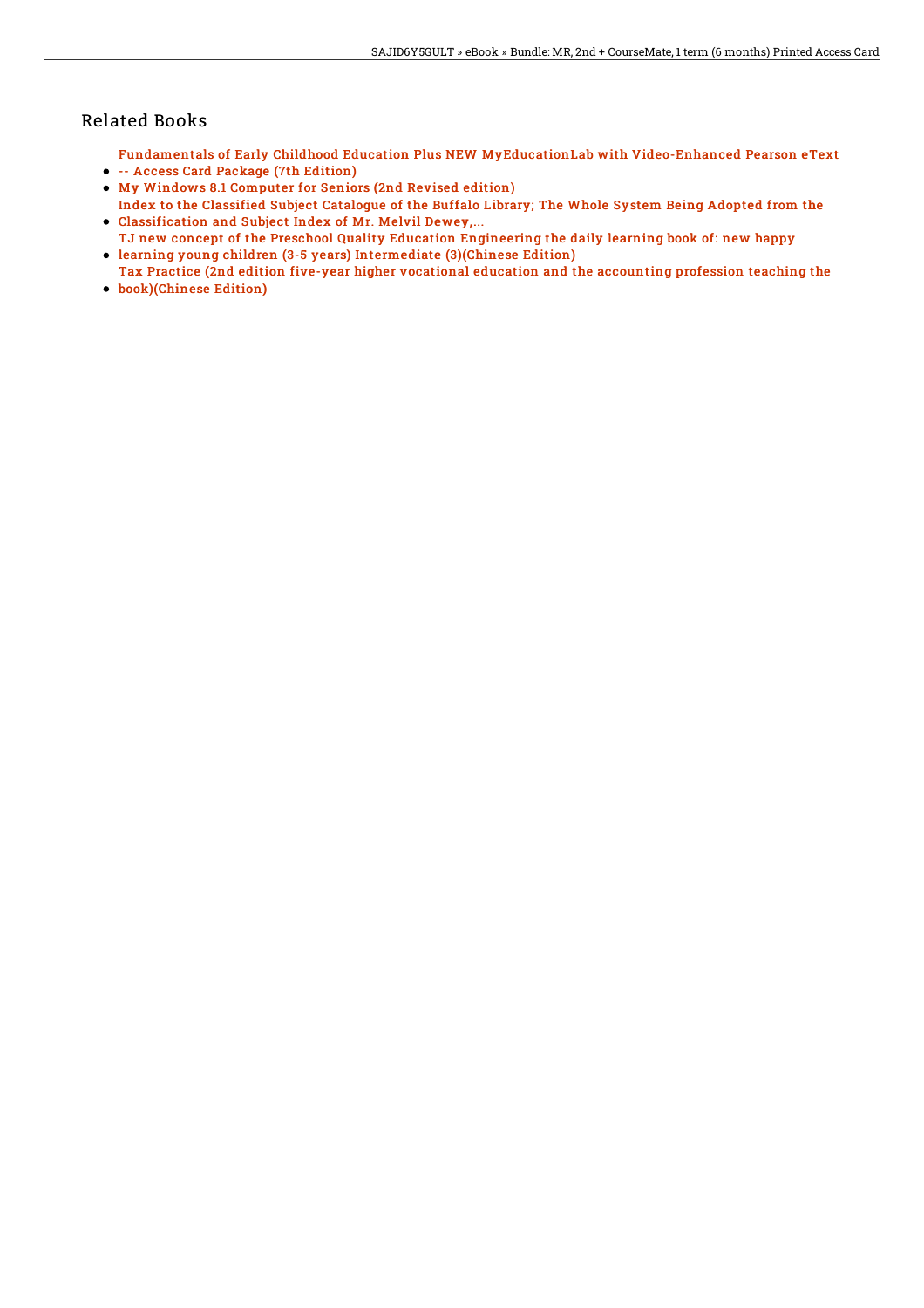## Related Books

- Fundamentals of Early Childhood Education Plus NEW MyEducationLab with Video-Enhanced Pearson eText -- Access Card Package (7th Edition)
- My Windows 8.1 Computer for Seniors (2nd Revised edition)
- Index to the Classified Subject Catalogue of the Buffalo Library; The Whole System Being Adopted from the Classification and Subject Index of Mr. Melvil Dewey,...
- TJ new concept of the Preschool Quality Education Engineering the daily learning book of: new happy learning young children (3-5 years) Intermediate (3)(Chinese Edition)
- Tax Practice (2nd edition five-year higher vocational education and the accounting profession teaching the book)(Chinese Edition)